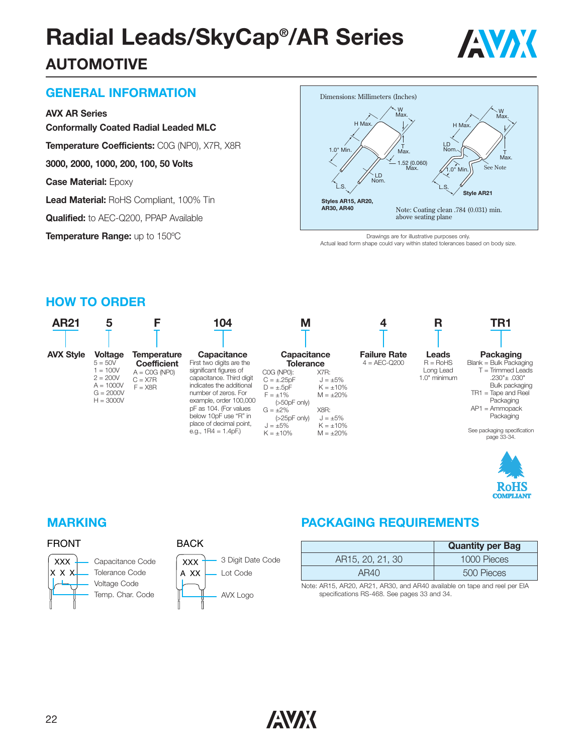# Radial Leads/SkyCap®/AR Series

## AUTOMOTIVE

## GENERAL INFORMATION

**AVX AR Series**

**Conformally Coated Radial Leaded MLC**

**Temperature Coefficients:** C0G (NP0), X7R, X8R

**3000, 2000, 1000, 200, 100, 50 Volts**

**Case Material:** Epoxy

**Lead Material:** RoHS Compliant, 100% Tin

**Qualified:** to AEC-Q200, PPAP Available

**Temperature Range:** up to 150ºC

Dimensions: Millimeters (Inches)

W Max.; H Max.; T Max.; 1.0" Min.; 1.52 (0.060) Max.; LD Nom.; L.S.

**Styles AR15, AR20, AR30, AR40**

W Max.; H Max.; LD Nom.; T Max.; 1.0" Min.; See Note; L.S.

**Style AR21**

Note: Coating clean .784 (0.031) min. above seating plane

Drawings are for illustrative purposes only.
Actual lead form shape could vary within stated tolerances based on body size.

## HOW TO ORDER

| AR21 | 5 | F | 104 | M | 4 | R | TR1 |
|---|---|---|---|---|---|---|---|
| **AVX Style** | **Voltage** | **Temperature Coefficient** | **Capacitance** | **Capacitance Tolerance** | **Failure Rate** | **Leads** | **Packaging** |

**Voltage**
- 5 = 50V
- 1 = 100V
- 2 = 200V
- A = 1000V
- G = 2000V
- H = 3000V

**Temperature Coefficient**
- A = C0G (NP0)
- C = X7R
- F = X8R

**Capacitance**
First two digits are the significant figures of capacitance. Third digit indicates the additional number of zeros. For example, order 100,000 pF as 104. (For values below 10pF use "R" in place of decimal point, e.g., 1R4 = 1.4pF.)

**Capacitance Tolerance**

C0G (NP0):
- C = ±.25pF
- D = ±.5pF
- F = ±1% (>50pF only)
- G = ±2% (>25pF only)
- J = ±5%
- K = ±10%

X7R:
- J = ±5%
- K = ±10%
- M = ±20%

X8R:
- J = ±5%
- K = ±10%
- M = ±20%

**Failure Rate**
- 4 = AEC-Q200

**Leads**
- R = RoHS Long Lead 1.0" minimum

**Packaging**
- Blank = Bulk Packaging
- T = Trimmed Leads .230"± .030" Bulk packaging
- TR1 = Tape and Reel Packaging
- AP1 = Ammopack Packaging

See packaging specification page 33-34.

RoHS COMPLIANT

## MARKING

**FRONT**

XXX / X X X
- Capacitance Code
- Tolerance Code
- Voltage Code
- Temp. Char. Code

**BACK**

XXX / A XX
- 3 Digit Date Code
- Lot Code
- AVX Logo

## PACKAGING REQUIREMENTS

| | Quantity per Bag |
|---|---|
| AR15, 20, 21, 30 | 1000 Pieces |
| AR40 | 500 Pieces |

Note: AR15, AR20, AR21, AR30, and AR40 available on tape and reel per EIA specifications RS-468. See pages 33 and 34.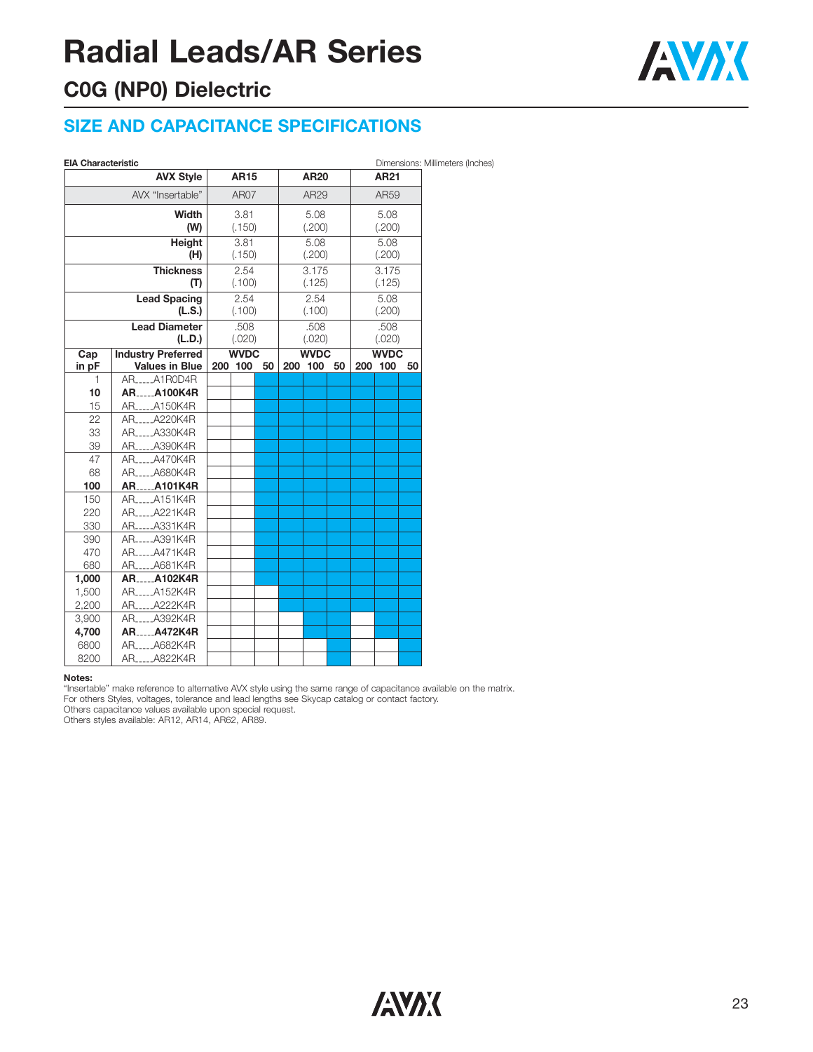# Radial Leads/AR Series

## C0G (NP0) Dielectric

### SIZE AND CAPACITANCE SPECIFICATIONS

**EIA Characteristic** — Dimensions: Millimeters (Inches)

■ = available (blue-shaded cell)

| | **AVX Style** | **AR15** | | | **AR20** | | | **AR21** | | |
|---|---|---|---|---|---|---|---|---|---|---|
| | AVX "Insertable" | AR07 | | | AR29 | | | AR59 | | |
| | **Width (W)** | 3.81 (.150) | | | 5.08 (.200) | | | 5.08 (.200) | | |
| | **Height (H)** | 3.81 (.150) | | | 5.08 (.200) | | | 5.08 (.200) | | |
| | **Thickness (T)** | 2.54 (.100) | | | 3.175 (.125) | | | 3.175 (.125) | | |
| | **Lead Spacing (L.S.)** | 2.54 (.100) | | | 2.54 (.100) | | | 5.08 (.200) | | |
| | **Lead Diameter (L.D.)** | .508 (.020) | | | .508 (.020) | | | .508 (.020) | | |
| **Cap in pF** | **Industry Preferred Values in Blue** | **WVDC 200** | **100** | **50** | **WVDC 200** | **100** | **50** | **WVDC 200** | **100** | **50** |
| 1 | AR____A1R0D4R | | | ■ | ■ | ■ | ■ | ■ | ■ | ■ |
| **10** | **AR____A100K4R** | | | ■ | ■ | ■ | ■ | ■ | ■ | ■ |
| 15 | AR____A150K4R | | | ■ | ■ | ■ | ■ | ■ | ■ | ■ |
| 22 | AR____A220K4R | | | ■ | ■ | ■ | ■ | ■ | ■ | ■ |
| 33 | AR____A330K4R | | | ■ | ■ | ■ | ■ | ■ | ■ | ■ |
| 39 | AR____A390K4R | | | ■ | ■ | ■ | ■ | ■ | ■ | ■ |
| 47 | AR____A470K4R | | | ■ | ■ | ■ | ■ | ■ | ■ | ■ |
| 68 | AR____A680K4R | | | ■ | ■ | ■ | ■ | ■ | ■ | ■ |
| **100** | **AR____A101K4R** | | | ■ | ■ | ■ | ■ | ■ | ■ | ■ |
| 150 | AR____A151K4R | | | ■ | ■ | ■ | ■ | ■ | ■ | ■ |
| 220 | AR____A221K4R | | | ■ | ■ | ■ | ■ | ■ | ■ | ■ |
| 330 | AR____A331K4R | | | ■ | ■ | ■ | ■ | ■ | ■ | ■ |
| 390 | AR____A391K4R | | | ■ | ■ | ■ | ■ | ■ | ■ | ■ |
| 470 | AR____A471K4R | | | ■ | ■ | ■ | ■ | ■ | ■ | ■ |
| 680 | AR____A681K4R | | | ■ | ■ | ■ | ■ | ■ | ■ | ■ |
| **1,000** | **AR____A102K4R** | | | ■ | ■ | ■ | ■ | ■ | ■ | ■ |
| 1,500 | AR____A152K4R | | | | ■ | ■ | ■ | ■ | ■ | ■ |
| 2,200 | AR____A222K4R | | | | ■ | ■ | ■ | ■ | ■ | ■ |
| 3,900 | AR____A392K4R | | | | | ■ | ■ | | ■ | ■ |
| **4,700** | **AR____A472K4R** | | | | | ■ | ■ | | ■ | ■ |
| 6800 | AR____A682K4R | | | | | | ■ | | | ■ |
| 8200 | AR____A822K4R | | | | | | ■ | | | ■ |

**Notes:**
"Insertable" make reference to alternative AVX style using the same range of capacitance available on the matrix.
For others Styles, voltages, tolerance and lead lengths see Skycap catalog or contact factory.
Others capacitance values available upon special request.
Others styles available: AR12, AR14, AR62, AR89.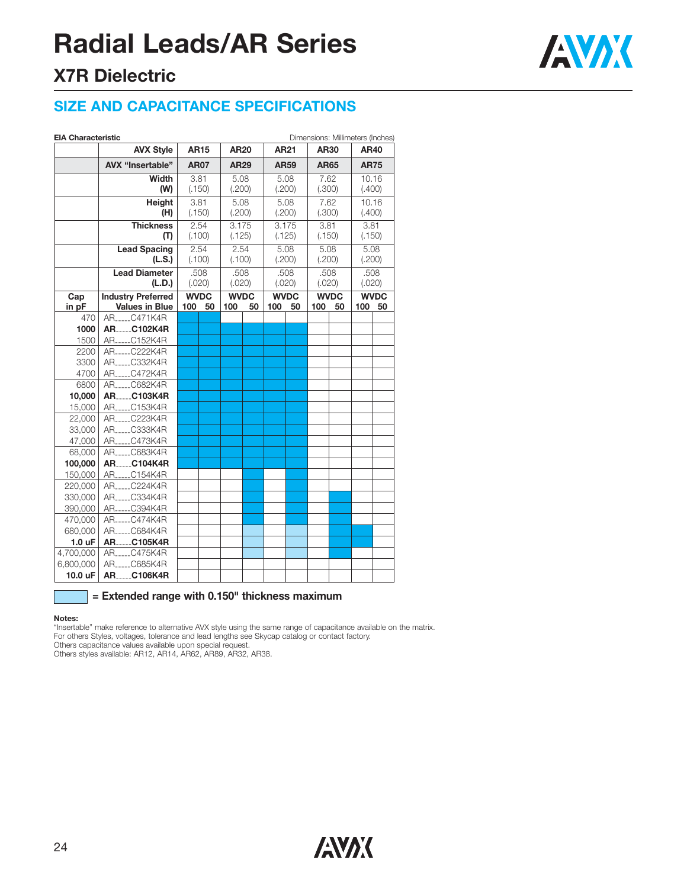# Radial Leads/AR Series

## X7R Dielectric

### SIZE AND CAPACITANCE SPECIFICATIONS

**EIA Characteristic** — Dimensions: Millimeters (Inches)

| | AVX Style | AR15 | | AR20 | | AR21 | | AR30 | | AR40 | |
|---|---|---|---|---|---|---|---|---|---|---|---|
| | AVX "Insertable" | AR07 | | AR29 | | AR59 | | AR65 | | AR75 | |
| | Width (W) | 3.81 (.150) | | 5.08 (.200) | | 5.08 (.200) | | 7.62 (.300) | | 10.16 (.400) | |
| | Height (H) | 3.81 (.150) | | 5.08 (.200) | | 5.08 (.200) | | 7.62 (.300) | | 10.16 (.400) | |
| | Thickness (T) | 2.54 (.100) | | 3.175 (.125) | | 3.175 (.125) | | 3.81 (.150) | | 3.81 (.150) | |
| | Lead Spacing (L.S.) | 2.54 (.100) | | 2.54 (.100) | | 5.08 (.200) | | 5.08 (.200) | | 5.08 (.200) | |
| | Lead Diameter (L.D.) | .508 (.020) | | .508 (.020) | | .508 (.020) | | .508 (.020) | | .508 (.020) | |
| **Cap in pF** | **Industry Preferred Values in Blue** | **WVDC 100** | **50** | **WVDC 100** | **50** | **WVDC 100** | **50** | **WVDC 100** | **50** | **WVDC 100** | **50** |
| 470 | AR____C471K4R | ■ | ■ | | | | | | | | |
| **1000** | **AR____C102K4R** | ■ | ■ | ■ | ■ | ■ | ■ | | | | |
| 1500 | AR____C152K4R | ■ | ■ | ■ | ■ | ■ | ■ | | | | |
| 2200 | AR____C222K4R | ■ | ■ | ■ | ■ | ■ | ■ | | | | |
| 3300 | AR____C332K4R | ■ | ■ | ■ | ■ | ■ | ■ | | | | |
| 4700 | AR____C472K4R | ■ | ■ | ■ | ■ | ■ | ■ | | | | |
| 6800 | AR____C682K4R | ■ | ■ | ■ | ■ | ■ | ■ | | | | |
| **10,000** | **AR____C103K4R** | ■ | ■ | ■ | ■ | ■ | ■ | | | | |
| 15,000 | AR____C153K4R | ■ | ■ | ■ | ■ | ■ | ■ | | | | |
| 22,000 | AR____C223K4R | ■ | ■ | ■ | ■ | ■ | ■ | | | | |
| 33,000 | AR____C333K4R | ■ | ■ | ■ | ■ | ■ | ■ | | | | |
| 47,000 | AR____C473K4R | ■ | ■ | ■ | ■ | ■ | ■ | | | | |
| 68,000 | AR____C683K4R | ■ | ■ | ■ | ■ | ■ | ■ | | | | |
| **100,000** | **AR____C104K4R** | ■ | ■ | ■ | ■ | ■ | ■ | | | | |
| 150,000 | AR____C154K4R | | | | ■ | | ■ | | | | |
| 220,000 | AR____C224K4R | | | | ■ | | ■ | | | | |
| 330,000 | AR____C334K4R | | | | ■ | | ■ | | ■ | | |
| 390,000 | AR____C394K4R | | | | ■ | | ■ | | ■ | | |
| 470,000 | AR____C474K4R | | | | ■ | | ■ | | ■ | | |
| 680,000 | AR____C684K4R | | | | □ | | □ | | ■ | ■ | |
| **1.0 uF** | **AR____C105K4R** | | | | □ | | □ | | ■ | ■ | |
| 4,700,000 | AR____C475K4R | | | | □ | | □ | | ■ | | |
| 6,800,000 | AR____C685K4R | | | | | | | | | | |
| **10.0 uF** | **AR____C106K4R** | | | | | | | | | | |

□ **= Extended range with 0.150" thickness maximum**

**Notes:**
"Insertable" make reference to alternative AVX style using the same range of capacitance available on the matrix.
For others Styles, voltages, tolerance and lead lengths see Skycap catalog or contact factory.
Others capacitance values available upon special request.
Others styles available: AR12, AR14, AR62, AR89, AR32, AR38.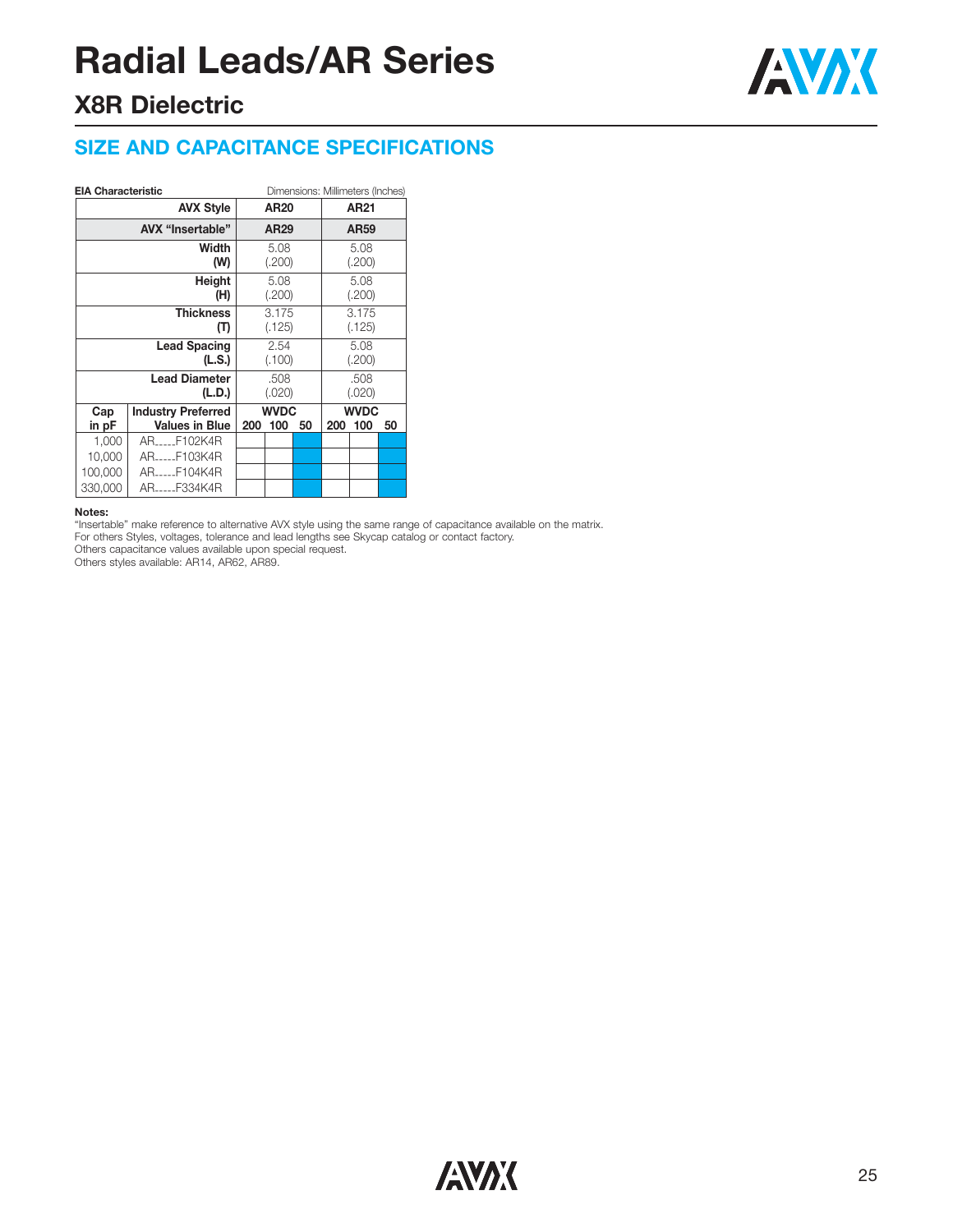# Radial Leads/AR Series

## X8R Dielectric

### SIZE AND CAPACITANCE SPECIFICATIONS

**EIA Characteristic** — Dimensions: Millimeters (Inches)

| | AVX Style | AR20 | | | AR21 | | |
|---|---|---|---|---|---|---|---|
| | **AVX "Insertable"** | **AR29** | | | **AR59** | | |
| | **Width (W)** | 5.08 (.200) | | | 5.08 (.200) | | |
| | **Height (H)** | 5.08 (.200) | | | 5.08 (.200) | | |
| | **Thickness (T)** | 3.175 (.125) | | | 3.175 (.125) | | |
| | **Lead Spacing (L.S.)** | 2.54 (.100) | | | 5.08 (.200) | | |
| | **Lead Diameter (L.D.)** | .508 (.020) | | | .508 (.020) | | |
| **Cap in pF** | **Industry Preferred Values in Blue** | **WVDC 200** | **100** | **50** | **WVDC 200** | **100** | **50** |
| 1,000 | AR_ _ _ _ _F102K4R | | | ■ | | | ■ |
| 10,000 | AR_ _ _ _ _F103K4R | | | ■ | | | ■ |
| 100,000 | AR_ _ _ _ _F104K4R | | | ■ | | | ■ |
| 330,000 | AR_ _ _ _ _F334K4R | | | ■ | | | ■ |

**Notes:**
"Insertable" make reference to alternative AVX style using the same range of capacitance available on the matrix.
For others Styles, voltages, tolerance and lead lengths see Skycap catalog or contact factory.
Others capacitance values available upon special request.
Others styles available: AR14, AR62, AR89.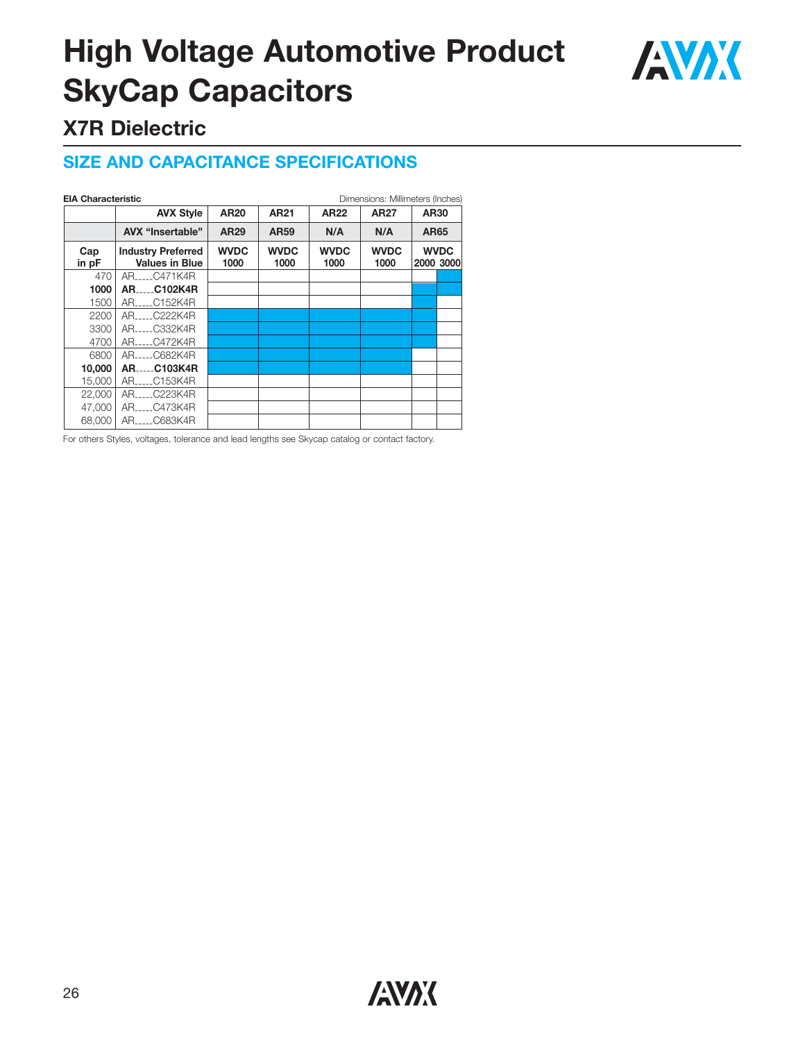# High Voltage Automotive Product SkyCap Capacitors

## X7R Dielectric

### SIZE AND CAPACITANCE SPECIFICATIONS

**EIA Characteristic** Dimensions: Millimeters (Inches)

| | **AVX Style** | **AR20** | **AR21** | **AR22** | **AR27** | **AR30** | |
|---|---|---|---|---|---|---|---|
| | **AVX "Insertable"** | **AR29** | **AR59** | **N/A** | **N/A** | **AR65** | |
| **Cap in pF** | **Industry Preferred Values in Blue** | **WVDC 1000** | **WVDC 1000** | **WVDC 1000** | **WVDC 1000** | **WVDC 2000** | **3000** |
| 470 | AR____C471K4R | | | | | | ■ |
| **1000** | **AR____C102K4R** | | | | | ■ | ■ |
| 1500 | AR____C152K4R | | | | | ■ | |
| 2200 | AR____C222K4R | ■ | ■ | ■ | ■ | ■ | |
| 3300 | AR____C332K4R | ■ | ■ | ■ | ■ | ■ | |
| 4700 | AR____C472K4R | ■ | ■ | ■ | ■ | ■ | |
| 6800 | AR____C682K4R | ■ | ■ | ■ | ■ | | |
| **10,000** | **AR____C103K4R** | ■ | ■ | ■ | ■ | | |
| 15,000 | AR____C153K4R | | | | | | |
| 22,000 | AR____C223K4R | | | | | | |
| 47,000 | AR____C473K4R | | | | | | |
| 68,000 | AR____C683K4R | | | | | | |

For others Styles, voltages, tolerance and lead lengths see Skycap catalog or contact factory.